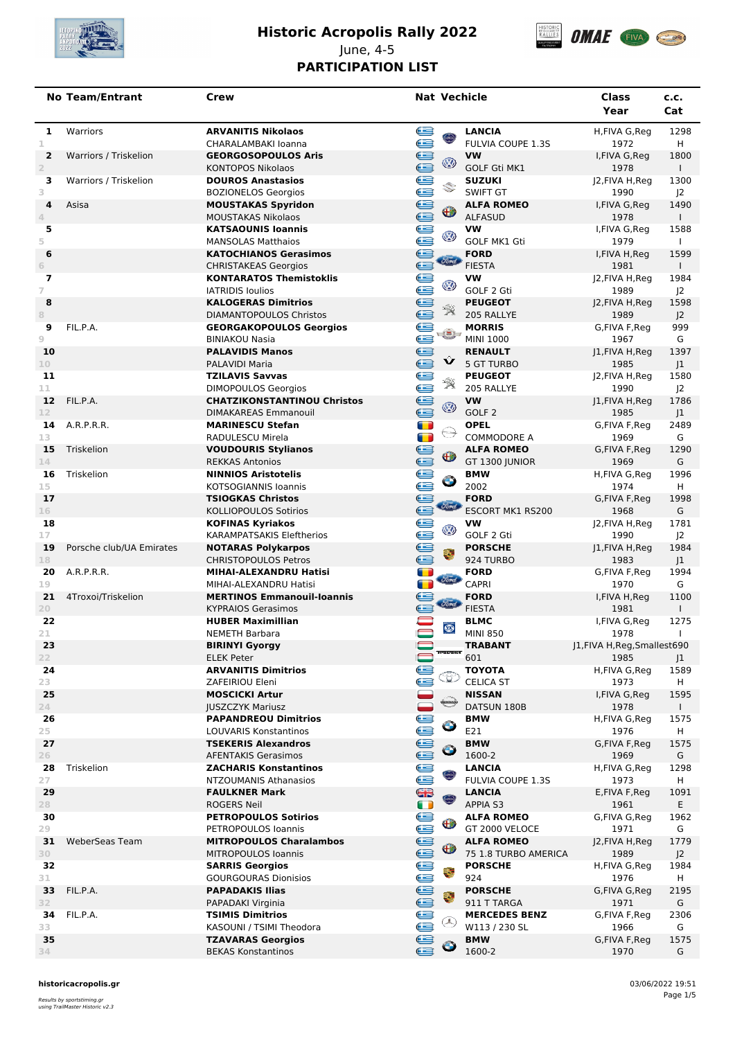# Historic Acropolis Rally 2022

June, 4-5

## PARTICIPATION LIST

| No | Team/Entrant | Crew | Nat | Vechicle | Class Year | c.c. Cat |
|---|---|---|---|---|---|---|
| 1 | Warriors | **ARVANITIS Nikolaos** | GRE | **LANCIA** | H,FIVA G,Reg | 1298 |
| 1 | | CHARALAMBAKI Ioanna | GRE | FULVIA COUPE 1.3S | 1972 | H |
| 2 | Warriors / Triskelion | **GEORGOSOPOULOS Aris** | GRE | **VW** | I,FIVA G,Reg | 1800 |
| 2 | | KONTOPOS Nikolaos | GRE | GOLF Gti MK1 | 1978 | I |
| 3 | Warriors / Triskelion | **DOUROS Anastasios** | GRE | **SUZUKI** | J2,FIVA H,Reg | 1300 |
| 3 | | BOZIONELOS Georgios | GRE | SWIFT GT | 1990 | J2 |
| 4 | Asisa | **MOUSTAKAS Spyridon** | GRE | **ALFA ROMEO** | I,FIVA G,Reg | 1490 |
| 4 | | MOUSTAKAS Nikolaos | GRE | ALFASUD | 1978 | I |
| 5 | | **KATSAOUNIS Ioannis** | GRE | **VW** | I,FIVA G,Reg | 1588 |
| 5 | | MANSOLAS Matthaios | GRE | GOLF MK1 Gti | 1979 | I |
| 6 | | **KATOCHIANOS Gerasimos** | GRE | **FORD** | I,FIVA H,Reg | 1599 |
| 6 | | CHRISTAKEAS Georgios | GRE | FIESTA | 1981 | I |
| 7 | | **KONTARATOS Themistoklis** | GRE | **VW** | J2,FIVA H,Reg | 1984 |
| 7 | | IATRIDIS Ioulios | GRE | GOLF 2 Gti | 1989 | J2 |
| 8 | | **KALOGERAS Dimitrios** | GRE | **PEUGEOT** | J2,FIVA H,Reg | 1598 |
| 8 | | DIAMANTOPOULOS Christos | GRE | 205 RALLYE | 1989 | J2 |
| 9 | FIL.P.A. | **GEORGAKOPOULOS Georgios** | GRE | **MORRIS** | G,FIVA F,Reg | 999 |
| 9 | | BINIAKOU Nasia | GRE | MINI 1000 | 1967 | G |
| 10 | | **PALAVIDIS Manos** | GRE | **RENAULT** | J1,FIVA H,Reg | 1397 |
| 10 | | PALAVIDI Maria | GRE | 5 GT TURBO | 1985 | J1 |
| 11 | | **TZILAVIS Savvas** | GRE | **PEUGEOT** | J2,FIVA H,Reg | 1580 |
| 11 | | DIMOPOULOS Georgios | GRE | 205 RALLYE | 1990 | J2 |
| 12 | FIL.P.A. | **CHATZIKONSTANTINOU Christos** | GRE | **VW** | J1,FIVA H,Reg | 1786 |
| 12 | | DIMAKAREAS Emmanouil | GRE | GOLF 2 | 1985 | J1 |
| 14 | A.R.P.R.R. | **MARINESCU Stefan** | ROU | **OPEL** | G,FIVA F,Reg | 2489 |
| 13 | | RADULESCU Mirela | ROU | COMMODORE A | 1969 | G |
| 15 | Triskelion | **VOUDOURIS Stylianos** | GRE | **ALFA ROMEO** | G,FIVA F,Reg | 1290 |
| 14 | | REKKAS Antonios | GRE | GT 1300 JUNIOR | 1969 | G |
| 16 | Triskelion | **NINNIOS Aristotelis** | GRE | **BMW** | H,FIVA G,Reg | 1996 |
| 15 | | KOTSOGIANNIS Ioannis | GRE | 2002 | 1974 | H |
| 17 | | **TSIOGKAS Christos** | GRE | **FORD** | G,FIVA F,Reg | 1998 |
| 16 | | KOLLIOPOULOS Sotirios | GRE | ESCORT MK1 RS200 | 1968 | G |
| 18 | | **KOFINAS Kyriakos** | GRE | **VW** | J2,FIVA H,Reg | 1781 |
| 17 | | KARAMPATSAKIS Eleftherios | GRE | GOLF 2 Gti | 1990 | J2 |
| 19 | Porsche club/UA Emirates | **NOTARAS Polykarpos** | GRE | **PORSCHE** | J1,FIVA H,Reg | 1984 |
| 18 | | CHRISTOPOULOS Petros | GRE | 924 TURBO | 1983 | J1 |
| 20 | A.R.P.R.R. | **MIHAI-ALEXANDRU Hatisi** | ROU | **FORD** | G,FIVA F,Reg | 1994 |
| 19 | | MIHAI-ALEXANDRU Hatisi | ROU | CAPRI | 1970 | G |
| 21 | 4Troxoi/Triskelion | **MERTINOS Emmanouil-Ioannis** | GRE | **FORD** | I,FIVA H,Reg | 1100 |
| 20 | | KYPRAIOS Gerasimos | GRE | FIESTA | 1981 | I |
| 22 | | **HUBER Maximillian** | AUT | **BLMC** | I,FIVA G,Reg | 1275 |
| 21 | | NEMETH Barbara | HUN | MINI 850 | 1978 | I |
| 23 | | **BIRINYI Gyorgy** | HUN | **TRABANT** | J1,FIVA H,Reg,Smallest | 690 |
| 22 | | ELEK Peter | HUN | 601 | 1985 | J1 |
| 24 | | **ARVANITIS Dimitrios** | GRE | **TOYOTA** | H,FIVA G,Reg | 1589 |
| 23 | | ZAFEIRIOU Eleni | GRE | CELICA ST | 1973 | H |
| 25 | | **MOSCICKI Artur** | POL | **NISSAN** | I,FIVA G,Reg | 1595 |
| 24 | | JUSZCZYK Mariusz | POL | DATSUN 180B | 1978 | I |
| 26 | | **PAPANDREOU Dimitrios** | GRE | **BMW** | H,FIVA G,Reg | 1575 |
| 25 | | LOUVARIS Konstantinos | GRE | E21 | 1976 | H |
| 27 | | **TSEKERIS Alexandros** | GRE | **BMW** | G,FIVA F,Reg | 1575 |
| 26 | | AFENTAKIS Gerasimos | GRE | 1600-2 | 1969 | G |
| 28 | Triskelion | **ZACHARIS Konstantinos** | GRE | **LANCIA** | H,FIVA G,Reg | 1298 |
| 27 | | NTZOUMANIS Athanasios | GRE | FULVIA COUPE 1.3S | 1973 | H |
| 29 | | **FAULKNER Mark** | GBR | **LANCIA** | E,FIVA F,Reg | 1091 |
| 28 | | ROGERS Neil | IRL | APPIA S3 | 1961 | E |
| 30 | | **PETROPOULOS Sotirios** | GRE | **ALFA ROMEO** | G,FIVA G,Reg | 1962 |
| 29 | | PETROPOULOS Ioannis | GRE | GT 2000 VELOCE | 1971 | G |
| 31 | WeberSeas Team | **MITROPOULOS Charalambos** | GRE | **ALFA ROMEO** | J2,FIVA H,Reg | 1779 |
| 30 | | MITROPOULOS Ioannis | GRE | 75 1.8 TURBO AMERICA | 1989 | J2 |
| 32 | | **SARRIS Georgios** | GRE | **PORSCHE** | H,FIVA G,Reg | 1984 |
| 31 | | GOURGOURAS Dionisios | GRE | 924 | 1976 | H |
| 33 | FIL.P.A. | **PAPADAKIS Ilias** | GRE | **PORSCHE** | G,FIVA G,Reg | 2195 |
| 32 | | PAPADAKI Virginia | GRE | 911 T TARGA | 1971 | G |
| 34 | FIL.P.A. | **TSIMIS Dimitrios** | GRE | **MERCEDES BENZ** | G,FIVA F,Reg | 2306 |
| 33 | | KASOUNI / TSIMI Theodora | GRE | W113 / 230 SL | 1966 | G |
| 35 | | **TZAVARAS Georgios** | GRE | **BMW** | G,FIVA F,Reg | 1575 |
| 34 | | BEKAS Konstantinos | GRE | 1600-2 | 1970 | G |

historicacropolis.gr

*Results by sportstiming.gr using TrailMaster Historic v2.3*

03/06/2022 19:51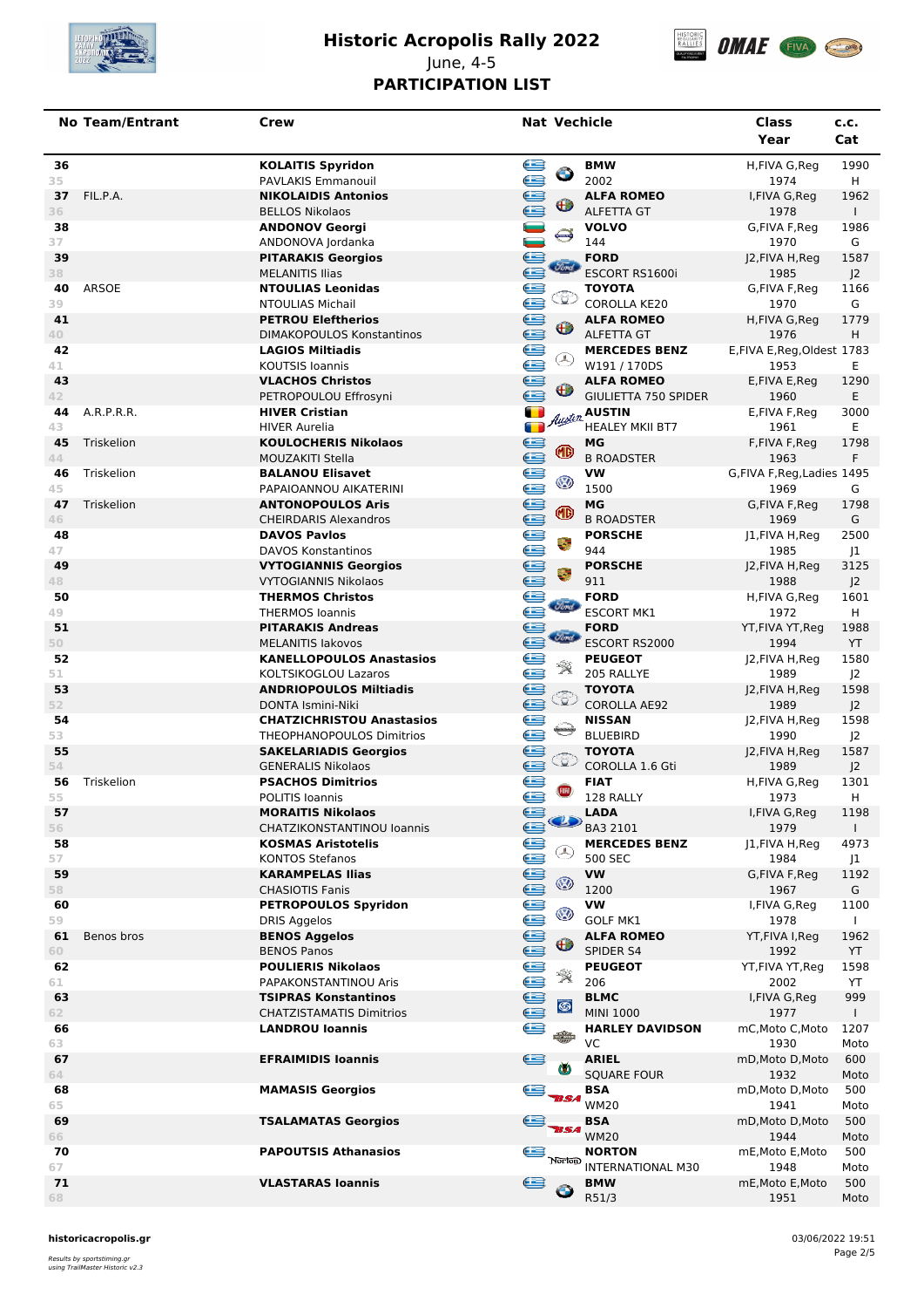# Historic Acropolis Rally 2022

June, 4-5

## PARTICIPATION LIST

| No | Team/Entrant | Crew | Nat | Vechicle | Class Year | c.c. Cat |
|---|---|---|---|---|---|---|
| 36 | | **KOLAITIS Spyridon** | | **BMW** | H,FIVA G,Reg | 1990 |
| 35 | | PAVLAKIS Emmanouil | | 2002 | 1974 | H |
| 37 | FIL.P.A. | **NIKOLAIDIS Antonios** | | **ALFA ROMEO** | I,FIVA G,Reg | 1962 |
| 36 | | BELLOS Nikolaos | | ALFETTA GT | 1978 | I |
| 38 | | **ANDONOV Georgi** | | **VOLVO** | G,FIVA F,Reg | 1986 |
| 37 | | ANDONOVA Jordanka | | 144 | 1970 | G |
| 39 | | **PITARAKIS Georgios** | | **FORD** | J2,FIVA H,Reg | 1587 |
| 38 | | MELANITIS Ilias | | ESCORT RS1600i | 1985 | J2 |
| 40 | ARSOE | **NTOULIAS Leonidas** | | **TOYOTA** | G,FIVA F,Reg | 1166 |
| 39 | | NTOULIAS Michail | | COROLLA KE20 | 1970 | G |
| 41 | | **PETROU Eleftherios** | | **ALFA ROMEO** | H,FIVA G,Reg | 1779 |
| 40 | | DIMAKOPOULOS Konstantinos | | ALFETTA GT | 1976 | H |
| 42 | | **LAGIOS Miltiadis** | | **MERCEDES BENZ** | E,FIVA E,Reg,Oldest | 1783 |
| 41 | | KOUTSIS Ioannis | | W191 / 170DS | 1953 | E |
| 43 | | **VLACHOS Christos** | | **ALFA ROMEO** | E,FIVA E,Reg | 1290 |
| 42 | | PETROPOULOU Effrosyni | | GIULIETTA 750 SPIDER | 1960 | E |
| 44 | A.R.P.R.R. | **HIVER Cristian** | | **AUSTIN** | E,FIVA F,Reg | 3000 |
| 43 | | HIVER Aurelia | | HEALEY MKII BT7 | 1961 | E |
| 45 | Triskelion | **KOULOCHERIS Nikolaos** | | **MG** | F,FIVA F,Reg | 1798 |
| 44 | | MOUZAKITI Stella | | B ROADSTER | 1963 | F |
| 46 | Triskelion | **BALANOU Elisavet** | | **VW** | G,FIVA F,Reg,Ladies | 1495 |
| 45 | | PAPAIOANNOU AIKATERINI | | 1500 | 1969 | G |
| 47 | Triskelion | **ANTONOPOULOS Aris** | | **MG** | G,FIVA F,Reg | 1798 |
| 46 | | CHEIRDARIS Alexandros | | B ROADSTER | 1969 | G |
| 48 | | **DAVOS Pavlos** | | **PORSCHE** | J1,FIVA H,Reg | 2500 |
| 47 | | DAVOS Konstantinos | | 944 | 1985 | J1 |
| 49 | | **VYTOGIANNIS Georgios** | | **PORSCHE** | J2,FIVA H,Reg | 3125 |
| 48 | | VYTOGIANNIS Nikolaos | | 911 | 1988 | J2 |
| 50 | | **THERMOS Christos** | | **FORD** | H,FIVA G,Reg | 1601 |
| 49 | | THERMOS Ioannis | | ESCORT MK1 | 1972 | H |
| 51 | | **PITARAKIS Andreas** | | **FORD** | YT,FIVA YT,Reg | 1988 |
| 50 | | MELANITIS Iakovos | | ESCORT RS2000 | 1994 | YT |
| 52 | | **KANELLOPOULOS Anastasios** | | **PEUGEOT** | J2,FIVA H,Reg | 1580 |
| 51 | | KOLTSIKOGLOU Lazaros | | 205 RALLYE | 1989 | J2 |
| 53 | | **ANDRIOPOULOS Miltiadis** | | **TOYOTA** | J2,FIVA H,Reg | 1598 |
| 52 | | DONTA Ismini-Niki | | COROLLA AE92 | 1989 | J2 |
| 54 | | **CHATZICHRISTOU Anastasios** | | **NISSAN** | J2,FIVA H,Reg | 1598 |
| 53 | | THEOPHANOPOULOS Dimitrios | | BLUEBIRD | 1990 | J2 |
| 55 | | **SAKELARIADIS Georgios** | | **TOYOTA** | J2,FIVA H,Reg | 1587 |
| 54 | | GENERALIS Nikolaos | | COROLLA 1.6 Gti | 1989 | J2 |
| 56 | Triskelion | **PSACHOS Dimitrios** | | **FIAT** | H,FIVA G,Reg | 1301 |
| 55 | | POLITIS Ioannis | | 128 RALLY | 1973 | H |
| 57 | | **MORAITIS Nikolaos** | | **LADA** | I,FIVA G,Reg | 1198 |
| 56 | | CHATZIKONSTANTINOU Ioannis | | BA3 2101 | 1979 | I |
| 58 | | **KOSMAS Aristotelis** | | **MERCEDES BENZ** | J1,FIVA H,Reg | 4973 |
| 57 | | KONTOS Stefanos | | 500 SEC | 1984 | J1 |
| 59 | | **KARAMPELAS Ilias** | | **VW** | G,FIVA F,Reg | 1192 |
| 58 | | CHASIOTIS Fanis | | 1200 | 1967 | G |
| 60 | | **PETROPOULOS Spyridon** | | **VW** | I,FIVA G,Reg | 1100 |
| 59 | | DRIS Aggelos | | GOLF MK1 | 1978 | I |
| 61 | Benos bros | **BENOS Aggelos** | | **ALFA ROMEO** | YT,FIVA I,Reg | 1962 |
| 60 | | BENOS Panos | | SPIDER S4 | 1992 | YT |
| 62 | | **POULIERIS Nikolaos** | | **PEUGEOT** | YT,FIVA YT,Reg | 1598 |
| 61 | | PAPAKONSTANTINOU Aris | | 206 | 2002 | YT |
| 63 | | **TSIPRAS Konstantinos** | | **BLMC** | I,FIVA G,Reg | 999 |
| 62 | | CHATZISTAMATIS Dimitrios | | MINI 1000 | 1977 | I |
| 66 | | **LANDROU Ioannis** | | **HARLEY DAVIDSON** | mC,Moto C,Moto | 1207 |
| 63 | | | | VC | 1930 | Moto |
| 67 | | **EFRAIMIDIS Ioannis** | | **ARIEL** | mD,Moto D,Moto | 600 |
| 64 | | | | SQUARE FOUR | 1932 | Moto |
| 68 | | **MAMASIS Georgios** | | **BSA** | mD,Moto D,Moto | 500 |
| 65 | | | | WM20 | 1941 | Moto |
| 69 | | **TSALAMATAS Georgios** | | **BSA** | mD,Moto D,Moto | 500 |
| 66 | | | | WM20 | 1944 | Moto |
| 70 | | **PAPOUTSIS Athanasios** | | **NORTON** | mE,Moto E,Moto | 500 |
| 67 | | | | INTERNATIONAL M30 | 1948 | Moto |
| 71 | | **VLASTARAS Ioannis** | | **BMW** | mE,Moto E,Moto | 500 |
| 68 | | | | R51/3 | 1951 | Moto |

**historicacropolis.gr**

03/06/2022 19:51

*Results by sportstiming.gr*
*using TrailMaster Historic v2.3*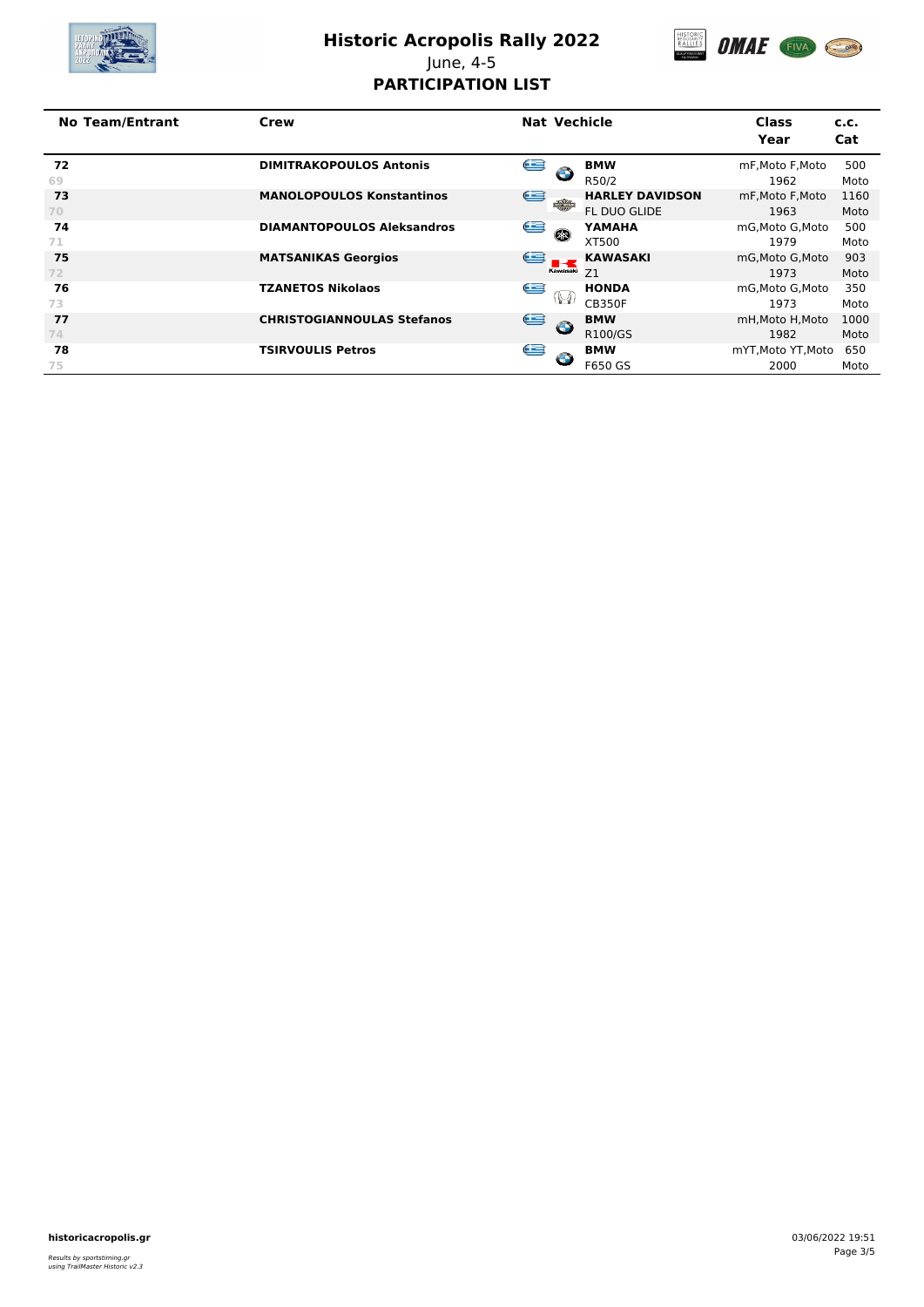# Historic Acropolis Rally 2022

June, 4-5

## PARTICIPATION LIST

| No | Team/Entrant | Crew | Nat | Vechicle | Class / Year | c.c. / Cat |
|---|---|---|---|---|---|---|
| **72** (69) | | **DIMITRAKOPOULOS Antonis** | GR | **BMW** R50/2 | mF,Moto F,Moto 1962 | 500 Moto |
| **73** (70) | | **MANOLOPOULOS Konstantinos** | GR | **HARLEY DAVIDSON** FL DUO GLIDE | mF,Moto F,Moto 1963 | 1160 Moto |
| **74** (71) | | **DIAMANTOPOULOS Aleksandros** | GR | **YAMAHA** XT500 | mG,Moto G,Moto 1979 | 500 Moto |
| **75** (72) | | **MATSANIKAS Georgios** | GR | **KAWASAKI** Z1 | mG,Moto G,Moto 1973 | 903 Moto |
| **76** (73) | | **TZANETOS Nikolaos** | GR | **HONDA** CB350F | mG,Moto G,Moto 1973 | 350 Moto |
| **77** (74) | | **CHRISTOGIANNOULAS Stefanos** | GR | **BMW** R100/GS | mH,Moto H,Moto 1982 | 1000 Moto |
| **78** (75) | | **TSIRVOULIS Petros** | GR | **BMW** F650 GS | mYT,Moto YT,Moto 2000 | 650 Moto |

**historicacropolis.gr**

*Results by sportstiming.gr*
*using TrailMaster Historic v2.3*

03/06/2022 19:51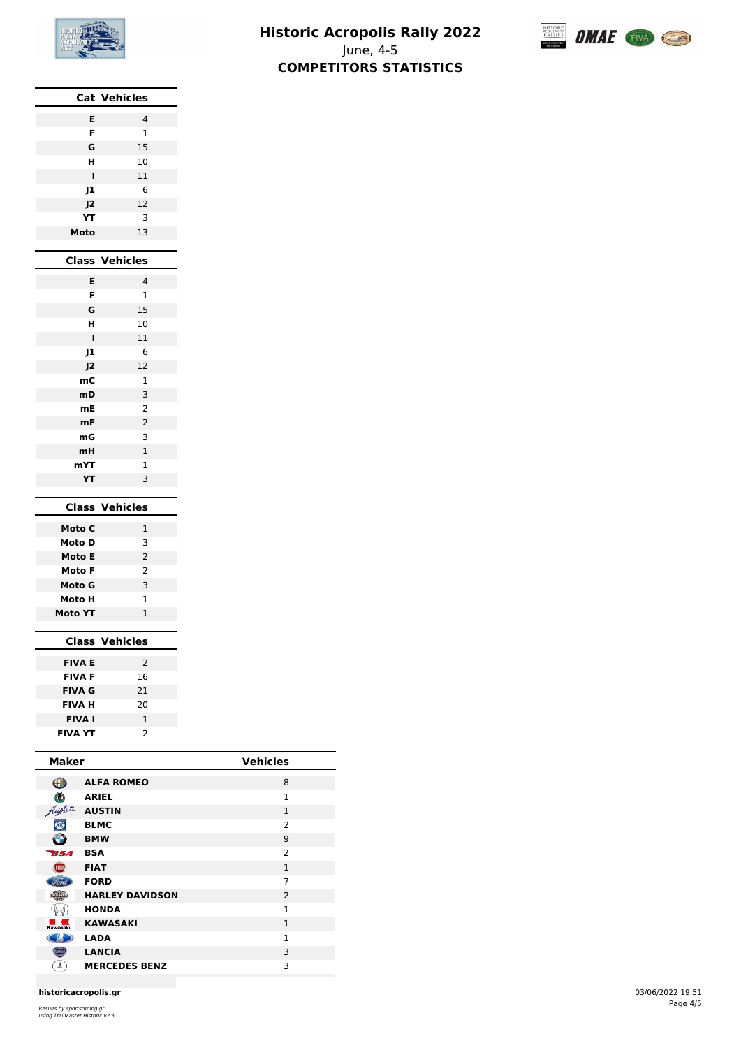# Historic Acropolis Rally 2022

June, 4-5

## COMPETITORS STATISTICS

| Cat | Vehicles |
|---|---|
| E | 4 |
| F | 1 |
| G | 15 |
| H | 10 |
| I | 11 |
| J1 | 6 |
| J2 | 12 |
| YT | 3 |
| Moto | 13 |

| Class | Vehicles |
|---|---|
| E | 4 |
| F | 1 |
| G | 15 |
| H | 10 |
| I | 11 |
| J1 | 6 |
| J2 | 12 |
| mC | 1 |
| mD | 3 |
| mE | 2 |
| mF | 2 |
| mG | 3 |
| mH | 1 |
| mYT | 1 |
| YT | 3 |

| Class | Vehicles |
|---|---|
| Moto C | 1 |
| Moto D | 3 |
| Moto E | 2 |
| Moto F | 2 |
| Moto G | 3 |
| Moto H | 1 |
| Moto YT | 1 |

| Class | Vehicles |
|---|---|
| FIVA E | 2 |
| FIVA F | 16 |
| FIVA G | 21 |
| FIVA H | 20 |
| FIVA I | 1 |
| FIVA YT | 2 |

| Maker | Vehicles |
|---|---|
| ALFA ROMEO | 8 |
| ARIEL | 1 |
| AUSTIN | 1 |
| BLMC | 2 |
| BMW | 9 |
| BSA | 2 |
| FIAT | 1 |
| FORD | 7 |
| HARLEY DAVIDSON | 2 |
| HONDA | 1 |
| KAWASAKI | 1 |
| LADA | 1 |
| LANCIA | 3 |
| MERCEDES BENZ | 3 |

historicacropolis.gr

*Results by sportstiming.gr using TrailMaster Historic v2.3*

03/06/2022 19:51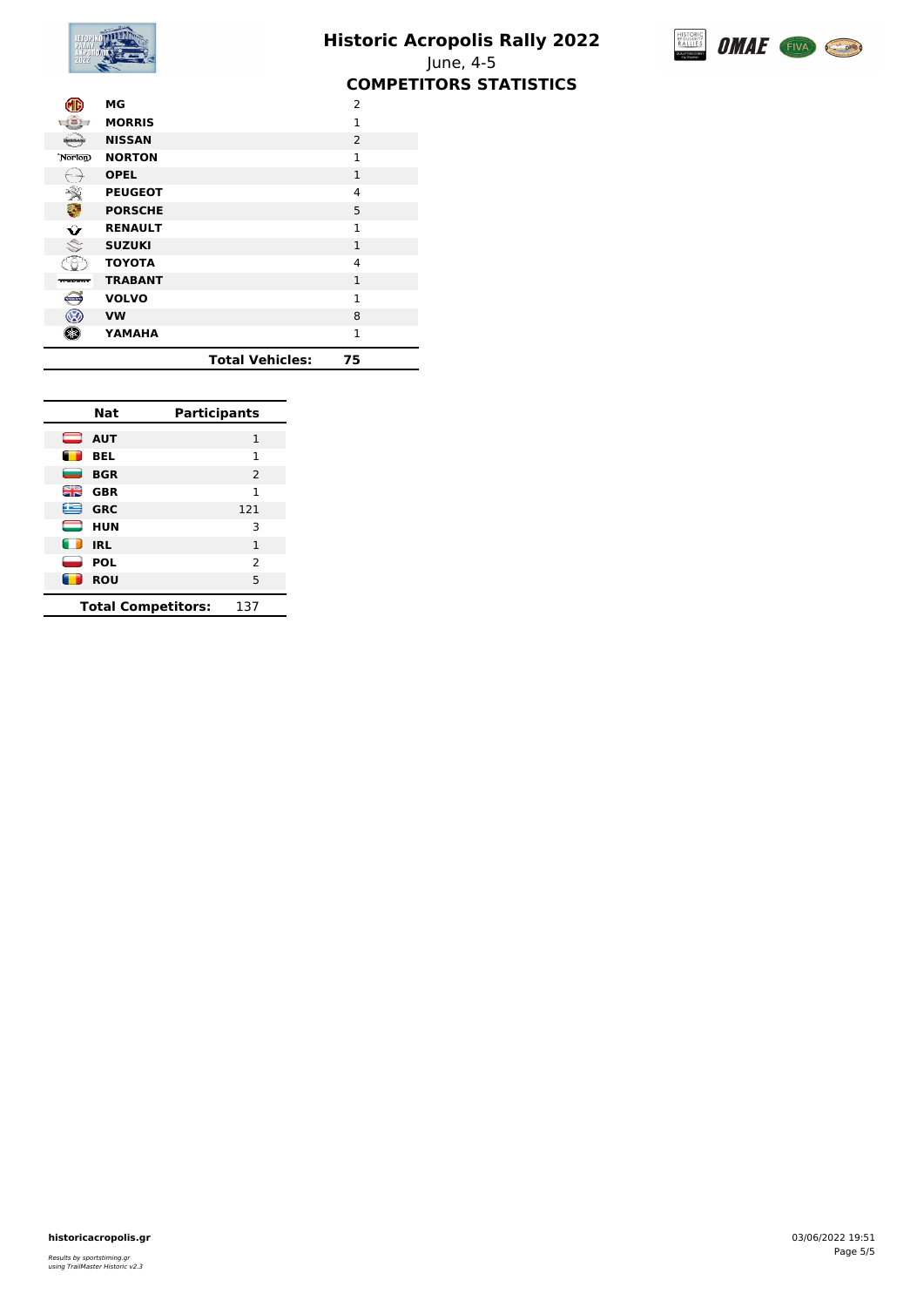# Historic Acropolis Rally 2022

June, 4-5

## COMPETITORS STATISTICS

| | |
|---|---|
| MG | 2 |
| MORRIS | 1 |
| NISSAN | 2 |
| NORTON | 1 |
| OPEL | 1 |
| PEUGEOT | 4 |
| PORSCHE | 5 |
| RENAULT | 1 |
| SUZUKI | 1 |
| TOYOTA | 4 |
| TRABANT | 1 |
| VOLVO | 1 |
| VW | 8 |
| YAMAHA | 1 |
| **Total Vehicles:** | **75** |

| Nat | Participants |
|---|---|
| AUT | 1 |
| BEL | 1 |
| BGR | 2 |
| GBR | 1 |
| GRC | 121 |
| HUN | 3 |
| IRL | 1 |
| POL | 2 |
| ROU | 5 |
| **Total Competitors:** | 137 |

**historicacropolis.gr**

*Results by sportstiming.gr using TrailMaster Historic v2.3*

03/06/2022 19:51